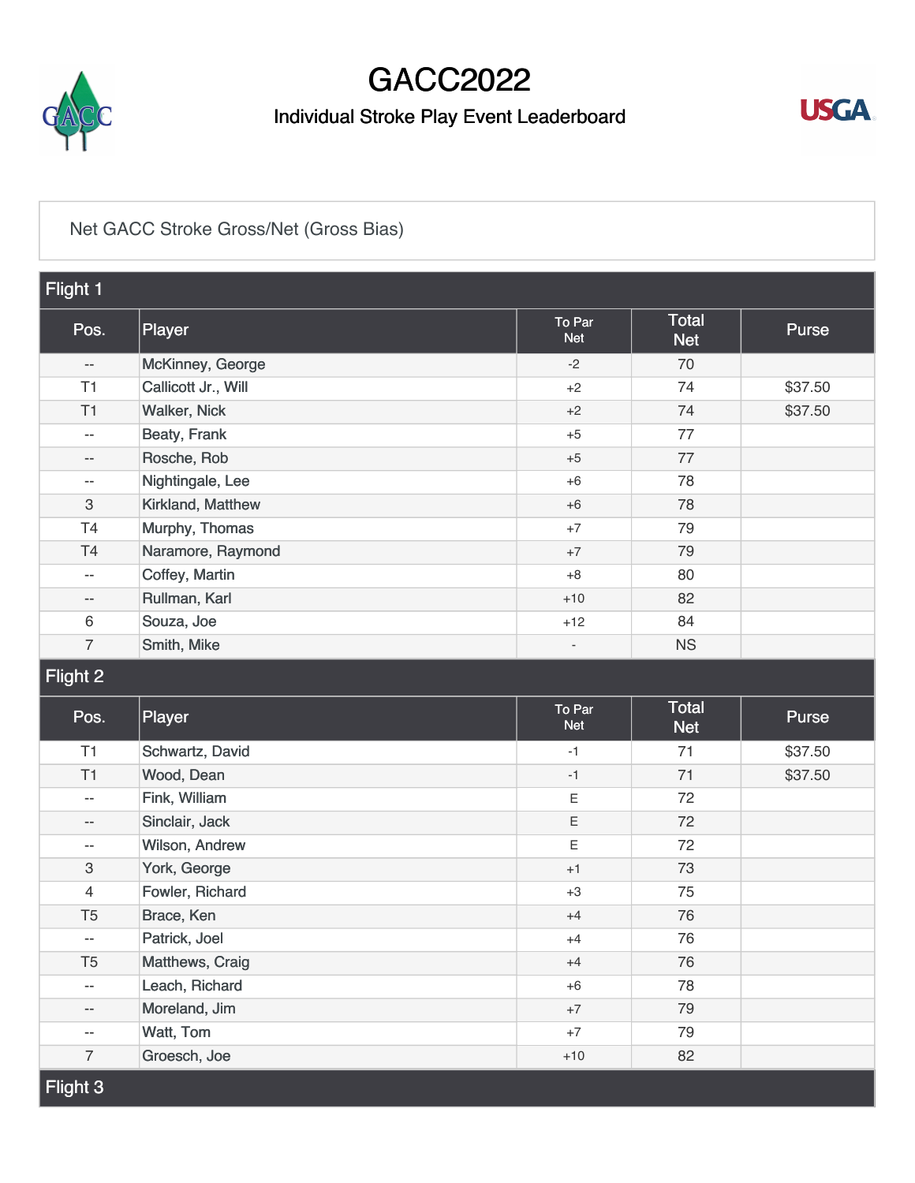# GACC2022

## Individual Stroke Play Event Leaderboard

Net GACC Stroke Gross/Net (Gross Bias)

### Flight 1

| Pos. | Player | To Par Net | Total Net | Purse |
|---|---|---|---|---|
| -- | McKinney, George | -2 | 70 | |
| T1 | Callicott Jr., Will | +2 | 74 | $37.50 |
| T1 | Walker, Nick | +2 | 74 | $37.50 |
| -- | Beaty, Frank | +5 | 77 | |
| -- | Rosche, Rob | +5 | 77 | |
| -- | Nightingale, Lee | +6 | 78 | |
| 3 | Kirkland, Matthew | +6 | 78 | |
| T4 | Murphy, Thomas | +7 | 79 | |
| T4 | Naramore, Raymond | +7 | 79 | |
| -- | Coffey, Martin | +8 | 80 | |
| -- | Rullman, Karl | +10 | 82 | |
| 6 | Souza, Joe | +12 | 84 | |
| 7 | Smith, Mike | - | NS | |

### Flight 2

| Pos. | Player | To Par Net | Total Net | Purse |
|---|---|---|---|---|
| T1 | Schwartz, David | -1 | 71 | $37.50 |
| T1 | Wood, Dean | -1 | 71 | $37.50 |
| -- | Fink, William | E | 72 | |
| -- | Sinclair, Jack | E | 72 | |
| -- | Wilson, Andrew | E | 72 | |
| 3 | York, George | +1 | 73 | |
| 4 | Fowler, Richard | +3 | 75 | |
| T5 | Brace, Ken | +4 | 76 | |
| -- | Patrick, Joel | +4 | 76 | |
| T5 | Matthews, Craig | +4 | 76 | |
| -- | Leach, Richard | +6 | 78 | |
| -- | Moreland, Jim | +7 | 79 | |
| -- | Watt, Tom | +7 | 79 | |
| 7 | Groesch, Joe | +10 | 82 | |

### Flight 3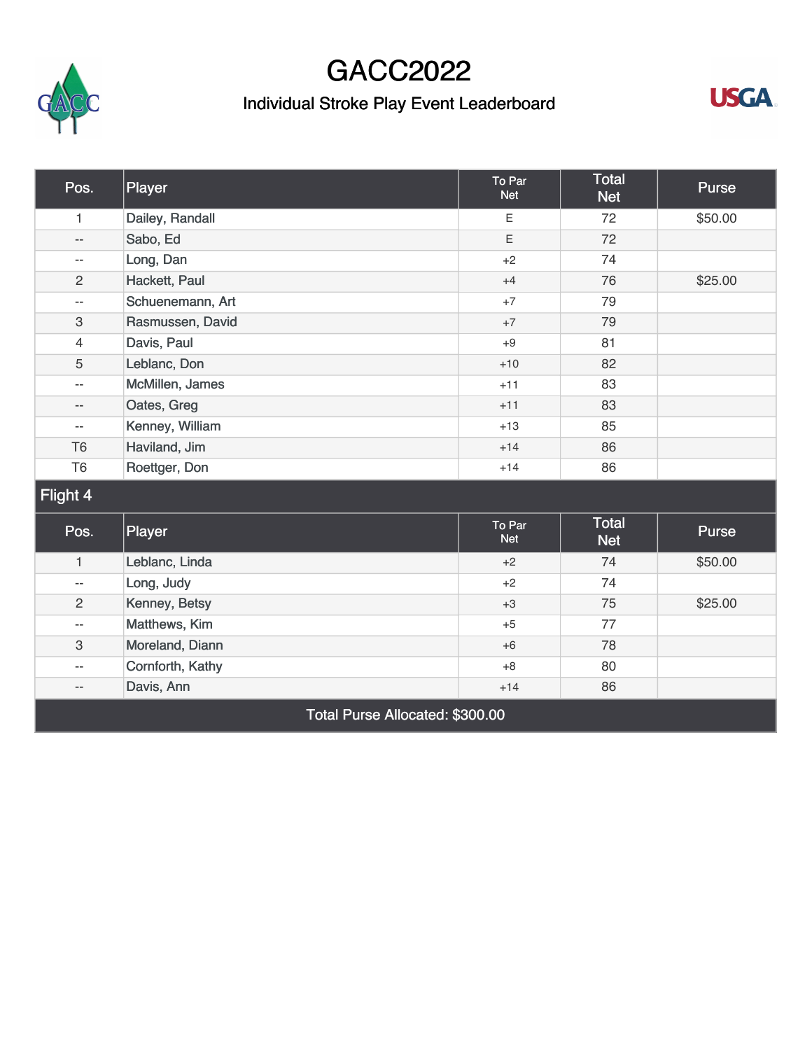# GACC2022

## Individual Stroke Play Event Leaderboard

| Pos. | Player | To Par Net | Total Net | Purse |
|---|---|---|---|---|
| 1 | Dailey, Randall | E | 72 | $50.00 |
| -- | Sabo, Ed | E | 72 | |
| -- | Long, Dan | +2 | 74 | |
| 2 | Hackett, Paul | +4 | 76 | $25.00 |
| -- | Schuenemann, Art | +7 | 79 | |
| 3 | Rasmussen, David | +7 | 79 | |
| 4 | Davis, Paul | +9 | 81 | |
| 5 | Leblanc, Don | +10 | 82 | |
| -- | McMillen, James | +11 | 83 | |
| -- | Oates, Greg | +11 | 83 | |
| -- | Kenney, William | +13 | 85 | |
| T6 | Haviland, Jim | +14 | 86 | |
| T6 | Roettger, Don | +14 | 86 | |

### Flight 4

| Pos. | Player | To Par Net | Total Net | Purse |
|---|---|---|---|---|
| 1 | Leblanc, Linda | +2 | 74 | $50.00 |
| -- | Long, Judy | +2 | 74 | |
| 2 | Kenney, Betsy | +3 | 75 | $25.00 |
| -- | Matthews, Kim | +5 | 77 | |
| 3 | Moreland, Diann | +6 | 78 | |
| -- | Cornforth, Kathy | +8 | 80 | |
| -- | Davis, Ann | +14 | 86 | |

Total Purse Allocated: $300.00